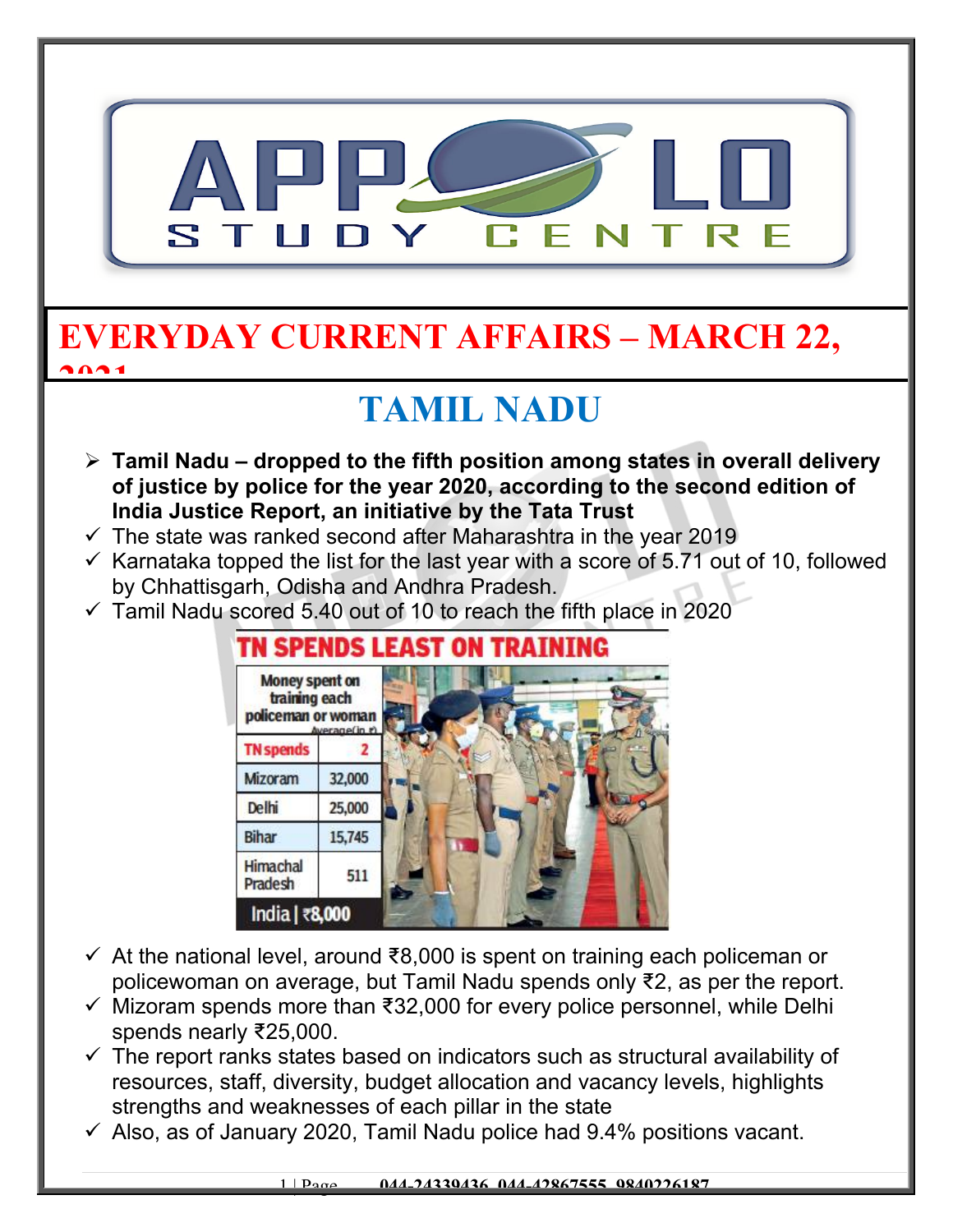# EVERYDAY CURRENT AFFAIRS – MARCH 22, 2021

## TAMIL NADU

- **Tamil Nadu – dropped to the fifth position among states in overall delivery of justice by police for the year 2020, according to the second edition of India Justice Report, an initiative by the Tata Trust**
- ✓ The state was ranked second after Maharashtra in the year 2019
- ✓ Karnataka topped the list for the last year with a score of 5.71 out of 10, followed by Chhattisgarh, Odisha and Andhra Pradesh.
- ✓ Tamil Nadu scored 5.40 out of 10 to reach the fifth place in 2020

**TN SPENDS LEAST ON TRAINING**

| Money spent on training each policeman or woman Average(in ₹) | |
|---|---|
| TN spends | 2 |
| Mizoram | 32,000 |
| Delhi | 25,000 |
| Bihar | 15,745 |
| Himachal Pradesh | 511 |
| India | ₹8,000 | |

- ✓ At the national level, around ₹8,000 is spent on training each policeman or policewoman on average, but Tamil Nadu spends only ₹2, as per the report.
- ✓ Mizoram spends more than ₹32,000 for every police personnel, while Delhi spends nearly ₹25,000.
- ✓ The report ranks states based on indicators such as structural availability of resources, staff, diversity, budget allocation and vacancy levels, highlights strengths and weaknesses of each pillar in the state
- ✓ Also, as of January 2020, Tamil Nadu police had 9.4% positions vacant.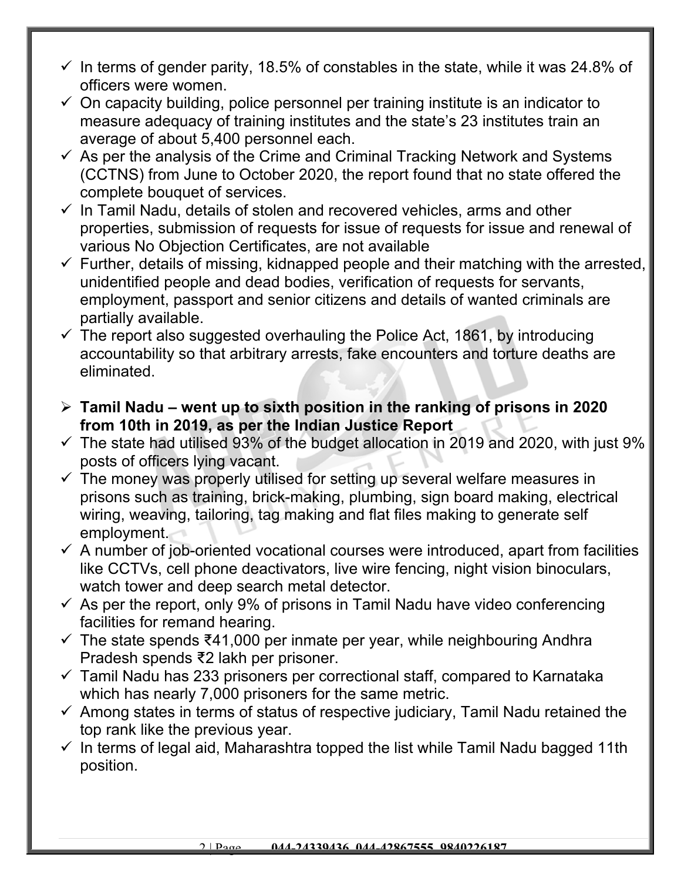- ✓ In terms of gender parity, 18.5% of constables in the state, while it was 24.8% of officers were women.
- ✓ On capacity building, police personnel per training institute is an indicator to measure adequacy of training institutes and the state's 23 institutes train an average of about 5,400 personnel each.
- ✓ As per the analysis of the Crime and Criminal Tracking Network and Systems (CCTNS) from June to October 2020, the report found that no state offered the complete bouquet of services.
- ✓ In Tamil Nadu, details of stolen and recovered vehicles, arms and other properties, submission of requests for issue of requests for issue and renewal of various No Objection Certificates, are not available
- ✓ Further, details of missing, kidnapped people and their matching with the arrested, unidentified people and dead bodies, verification of requests for servants, employment, passport and senior citizens and details of wanted criminals are partially available.
- ✓ The report also suggested overhauling the Police Act, 1861, by introducing accountability so that arbitrary arrests, fake encounters and torture deaths are eliminated.

> **Tamil Nadu – went up to sixth position in the ranking of prisons in 2020 from 10th in 2019, as per the Indian Justice Report**

- ✓ The state had utilised 93% of the budget allocation in 2019 and 2020, with just 9% posts of officers lying vacant.
- ✓ The money was properly utilised for setting up several welfare measures in prisons such as training, brick-making, plumbing, sign board making, electrical wiring, weaving, tailoring, tag making and flat files making to generate self employment.
- ✓ A number of job-oriented vocational courses were introduced, apart from facilities like CCTVs, cell phone deactivators, live wire fencing, night vision binoculars, watch tower and deep search metal detector.
- ✓ As per the report, only 9% of prisons in Tamil Nadu have video conferencing facilities for remand hearing.
- ✓ The state spends ₹41,000 per inmate per year, while neighbouring Andhra Pradesh spends ₹2 lakh per prisoner.
- ✓ Tamil Nadu has 233 prisoners per correctional staff, compared to Karnataka which has nearly 7,000 prisoners for the same metric.
- ✓ Among states in terms of status of respective judiciary, Tamil Nadu retained the top rank like the previous year.
- ✓ In terms of legal aid, Maharashtra topped the list while Tamil Nadu bagged 11th position.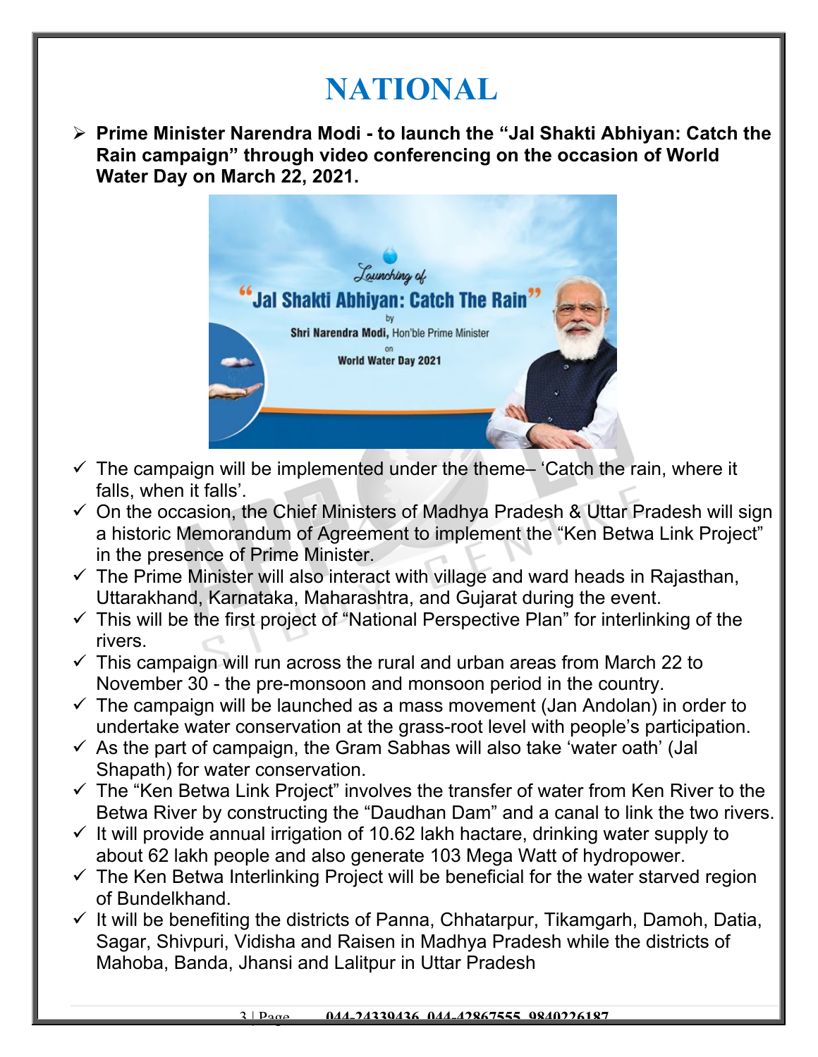# NATIONAL

- **Prime Minister Narendra Modi - to launch the "Jal Shakti Abhiyan: Catch the Rain campaign" through video conferencing on the occasion of World Water Day on March 22, 2021.**

  - ✓ The campaign will be implemented under the theme– 'Catch the rain, where it falls, when it falls'.
  - ✓ On the occasion, the Chief Ministers of Madhya Pradesh & Uttar Pradesh will sign a historic Memorandum of Agreement to implement the "Ken Betwa Link Project" in the presence of Prime Minister.
  - ✓ The Prime Minister will also interact with village and ward heads in Rajasthan, Uttarakhand, Karnataka, Maharashtra, and Gujarat during the event.
  - ✓ This will be the first project of "National Perspective Plan" for interlinking of the rivers.
  - ✓ This campaign will run across the rural and urban areas from March 22 to November 30 - the pre-monsoon and monsoon period in the country.
  - ✓ The campaign will be launched as a mass movement (Jan Andolan) in order to undertake water conservation at the grass-root level with people's participation.
  - ✓ As the part of campaign, the Gram Sabhas will also take 'water oath' (Jal Shapath) for water conservation.
  - ✓ The "Ken Betwa Link Project" involves the transfer of water from Ken River to the Betwa River by constructing the "Daudhan Dam" and a canal to link the two rivers.
  - ✓ It will provide annual irrigation of 10.62 lakh hactare, drinking water supply to about 62 lakh people and also generate 103 Mega Watt of hydropower.
  - ✓ The Ken Betwa Interlinking Project will be beneficial for the water starved region of Bundelkhand.
  - ✓ It will be benefiting the districts of Panna, Chhatarpur, Tikamgarh, Damoh, Datia, Sagar, Shivpuri, Vidisha and Raisen in Madhya Pradesh while the districts of Mahoba, Banda, Jhansi and Lalitpur in Uttar Pradesh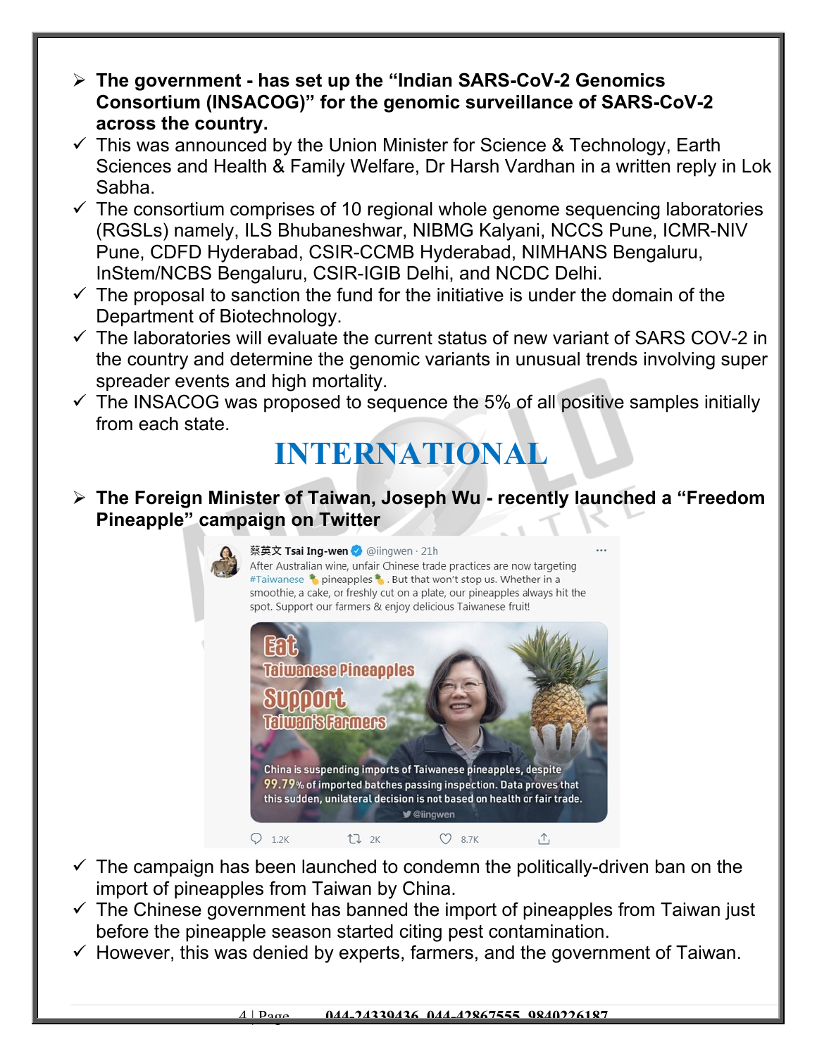- **The government - has set up the "Indian SARS-CoV-2 Genomics Consortium (INSACOG)" for the genomic surveillance of SARS-CoV-2 across the country.**
  - ✓ This was announced by the Union Minister for Science & Technology, Earth Sciences and Health & Family Welfare, Dr Harsh Vardhan in a written reply in Lok Sabha.
  - ✓ The consortium comprises of 10 regional whole genome sequencing laboratories (RGSLs) namely, ILS Bhubaneshwar, NIBMG Kalyani, NCCS Pune, ICMR-NIV Pune, CDFD Hyderabad, CSIR-CCMB Hyderabad, NIMHANS Bengaluru, InStem/NCBS Bengaluru, CSIR-IGIB Delhi, and NCDC Delhi.
  - ✓ The proposal to sanction the fund for the initiative is under the domain of the Department of Biotechnology.
  - ✓ The laboratories will evaluate the current status of new variant of SARS COV-2 in the country and determine the genomic variants in unusual trends involving super spreader events and high mortality.
  - ✓ The INSACOG was proposed to sequence the 5% of all positive samples initially from each state.

# INTERNATIONAL

- **The Foreign Minister of Taiwan, Joseph Wu - recently launched a "Freedom Pineapple" campaign on Twitter**
  - ✓ The campaign has been launched to condemn the politically-driven ban on the import of pineapples from Taiwan by China.
  - ✓ The Chinese government has banned the import of pineapples from Taiwan just before the pineapple season started citing pest contamination.
  - ✓ However, this was denied by experts, farmers, and the government of Taiwan.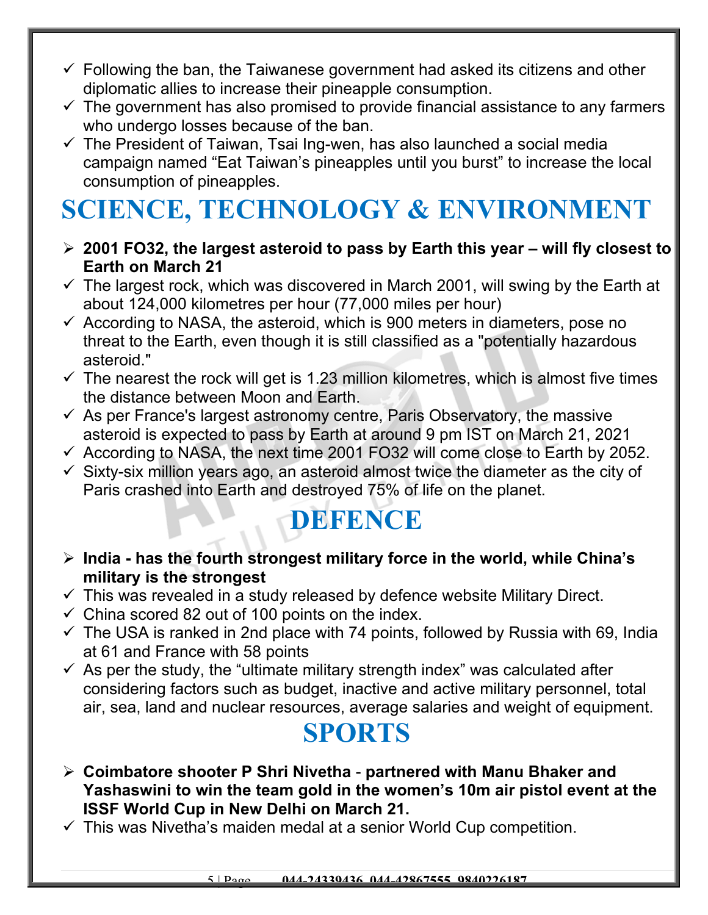- ✓ Following the ban, the Taiwanese government had asked its citizens and other diplomatic allies to increase their pineapple consumption.
- ✓ The government has also promised to provide financial assistance to any farmers who undergo losses because of the ban.
- ✓ The President of Taiwan, Tsai Ing-wen, has also launched a social media campaign named “Eat Taiwan’s pineapples until you burst” to increase the local consumption of pineapples.

# SCIENCE, TECHNOLOGY & ENVIRONMENT

- **2001 FO32, the largest asteroid to pass by Earth this year – will fly closest to Earth on March 21**
- ✓ The largest rock, which was discovered in March 2001, will swing by the Earth at about 124,000 kilometres per hour (77,000 miles per hour)
- ✓ According to NASA, the asteroid, which is 900 meters in diameters, pose no threat to the Earth, even though it is still classified as a "potentially hazardous asteroid."
- ✓ The nearest the rock will get is 1.23 million kilometres, which is almost five times the distance between Moon and Earth.
- ✓ As per France's largest astronomy centre, Paris Observatory, the massive asteroid is expected to pass by Earth at around 9 pm IST on March 21, 2021
- ✓ According to NASA, the next time 2001 FO32 will come close to Earth by 2052.
- ✓ Sixty-six million years ago, an asteroid almost twice the diameter as the city of Paris crashed into Earth and destroyed 75% of life on the planet.

# DEFENCE

- **India - has the fourth strongest military force in the world, while China’s military is the strongest**
- ✓ This was revealed in a study released by defence website Military Direct.
- ✓ China scored 82 out of 100 points on the index.
- ✓ The USA is ranked in 2nd place with 74 points, followed by Russia with 69, India at 61 and France with 58 points
- ✓ As per the study, the “ultimate military strength index” was calculated after considering factors such as budget, inactive and active military personnel, total air, sea, land and nuclear resources, average salaries and weight of equipment.

# SPORTS

- **Coimbatore shooter P Shri Nivetha** - **partnered with Manu Bhaker and Yashaswini to win the team gold in the women’s 10m air pistol event at the ISSF World Cup in New Delhi on March 21.**
- ✓ This was Nivetha’s maiden medal at a senior World Cup competition.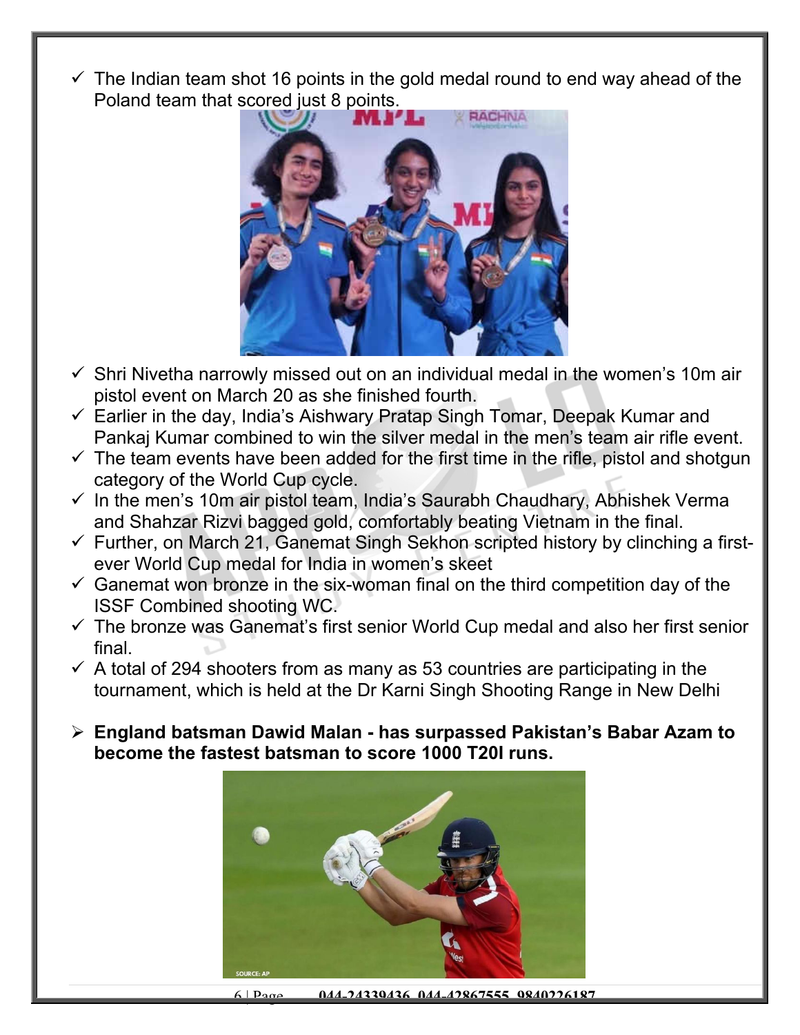- ✓ The Indian team shot 16 points in the gold medal round to end way ahead of the Poland team that scored just 8 points.
- ✓ Shri Nivetha narrowly missed out on an individual medal in the women's 10m air pistol event on March 20 as she finished fourth.
- ✓ Earlier in the day, India's Aishwary Pratap Singh Tomar, Deepak Kumar and Pankaj Kumar combined to win the silver medal in the men's team air rifle event.
- ✓ The team events have been added for the first time in the rifle, pistol and shotgun category of the World Cup cycle.
- ✓ In the men's 10m air pistol team, India's Saurabh Chaudhary, Abhishek Verma and Shahzar Rizvi bagged gold, comfortably beating Vietnam in the final.
- ✓ Further, on March 21, Ganemat Singh Sekhon scripted history by clinching a first-ever World Cup medal for India in women's skeet
- ✓ Ganemat won bronze in the six-woman final on the third competition day of the ISSF Combined shooting WC.
- ✓ The bronze was Ganemat's first senior World Cup medal and also her first senior final.
- ✓ A total of 294 shooters from as many as 53 countries are participating in the tournament, which is held at the Dr Karni Singh Shooting Range in New Delhi

- **England batsman Dawid Malan - has surpassed Pakistan's Babar Azam to become the fastest batsman to score 1000 T20I runs.**

SOURCE: AP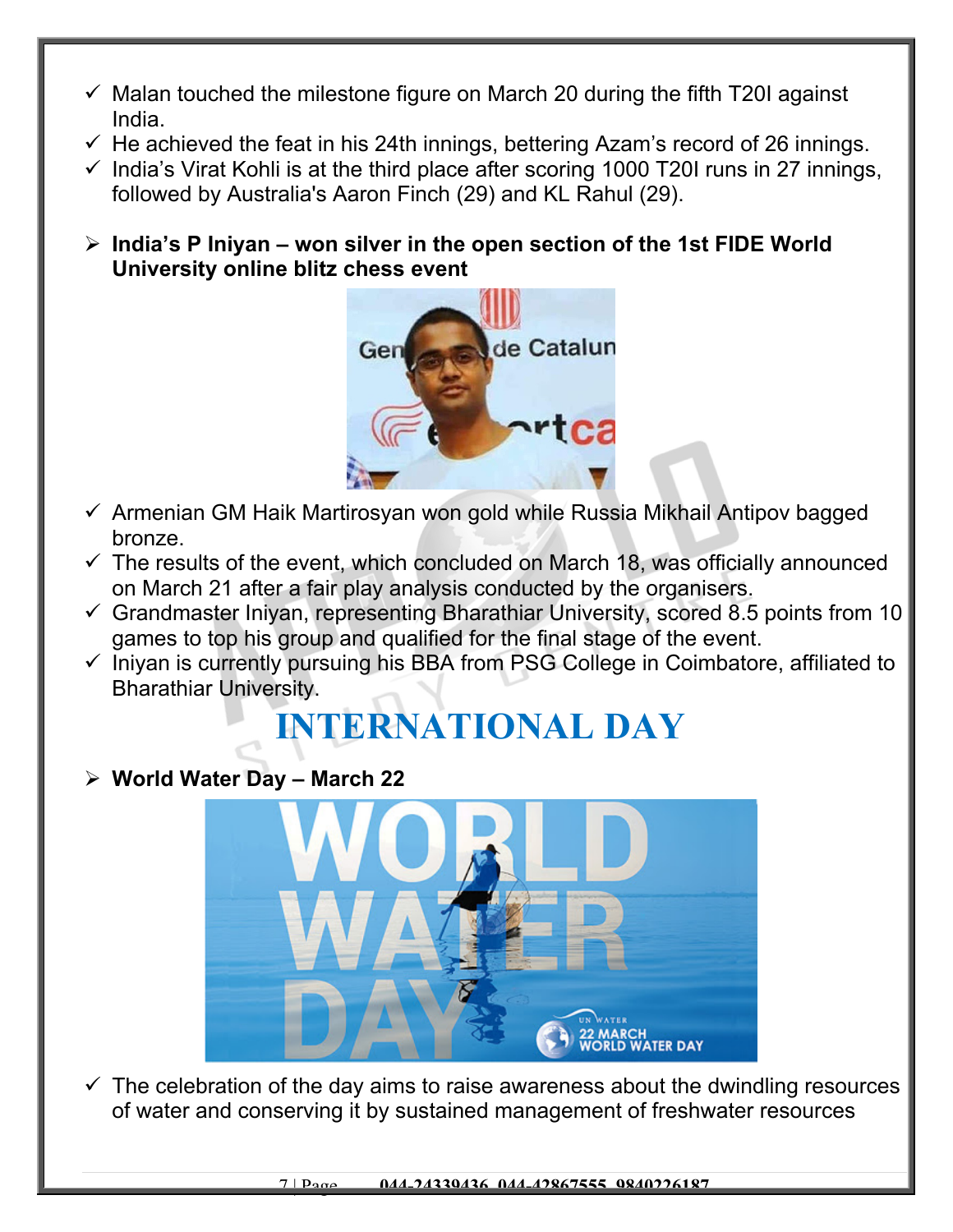- ✓ Malan touched the milestone figure on March 20 during the fifth T20I against India.
- ✓ He achieved the feat in his 24th innings, bettering Azam's record of 26 innings.
- ✓ India's Virat Kohli is at the third place after scoring 1000 T20I runs in 27 innings, followed by Australia's Aaron Finch (29) and KL Rahul (29).

## India's P Iniyan – won silver in the open section of the 1st FIDE World University online blitz chess event

- ✓ Armenian GM Haik Martirosyan won gold while Russia Mikhail Antipov bagged bronze.
- ✓ The results of the event, which concluded on March 18, was officially announced on March 21 after a fair play analysis conducted by the organisers.
- ✓ Grandmaster Iniyan, representing Bharathiar University, scored 8.5 points from 10 games to top his group and qualified for the final stage of the event.
- ✓ Iniyan is currently pursuing his BBA from PSG College in Coimbatore, affiliated to Bharathiar University.

# INTERNATIONAL DAY

## World Water Day – March 22

- ✓ The celebration of the day aims to raise awareness about the dwindling resources of water and conserving it by sustained management of freshwater resources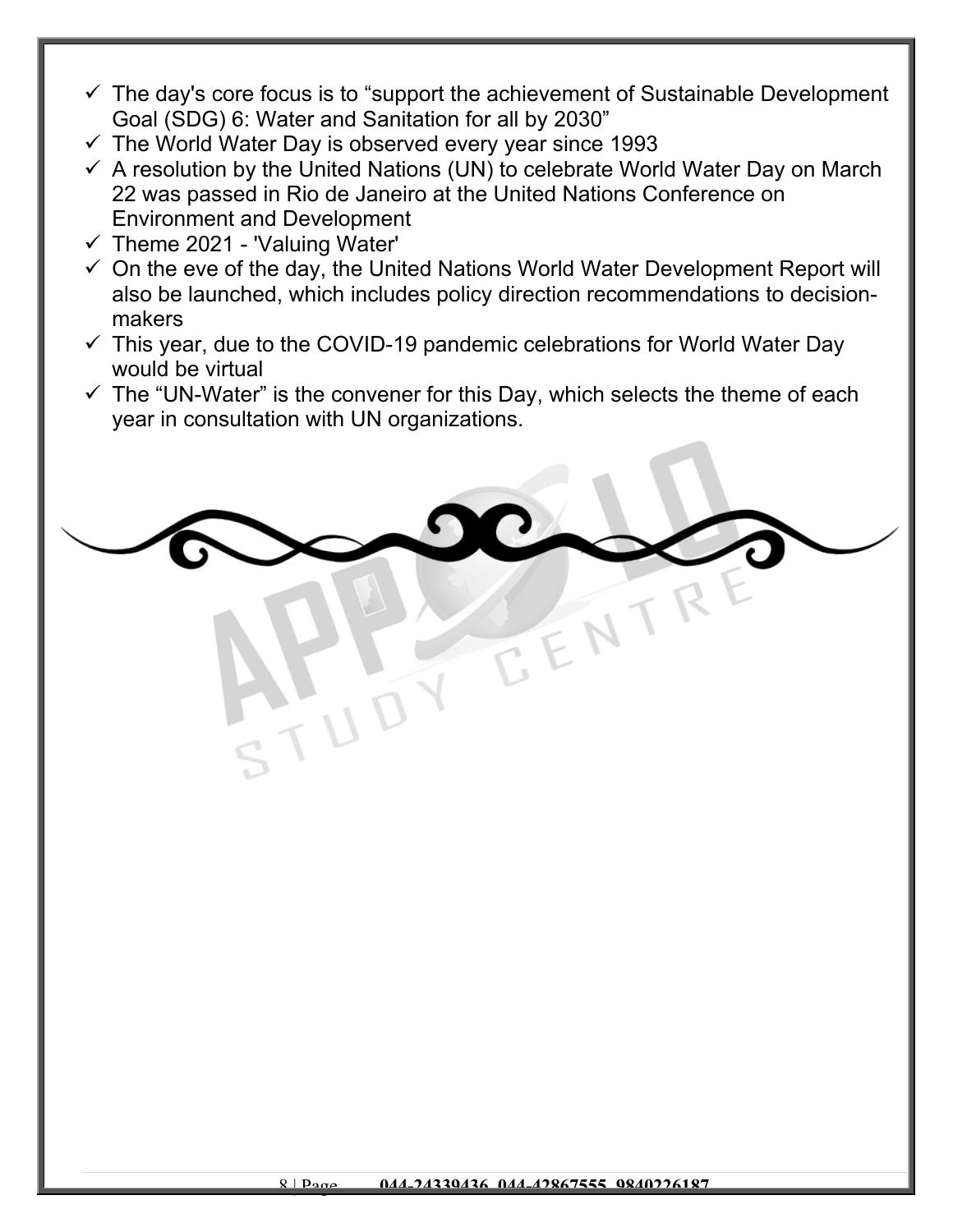- ✓ The day's core focus is to “support the achievement of Sustainable Development Goal (SDG) 6: Water and Sanitation for all by 2030”
- ✓ The World Water Day is observed every year since 1993
- ✓ A resolution by the United Nations (UN) to celebrate World Water Day on March 22 was passed in Rio de Janeiro at the United Nations Conference on Environment and Development
- ✓ Theme 2021 - 'Valuing Water'
- ✓ On the eve of the day, the United Nations World Water Development Report will also be launched, which includes policy direction recommendations to decision-makers
- ✓ This year, due to the COVID-19 pandemic celebrations for World Water Day would be virtual
- ✓ The “UN-Water” is the convener for this Day, which selects the theme of each year in consultation with UN organizations.